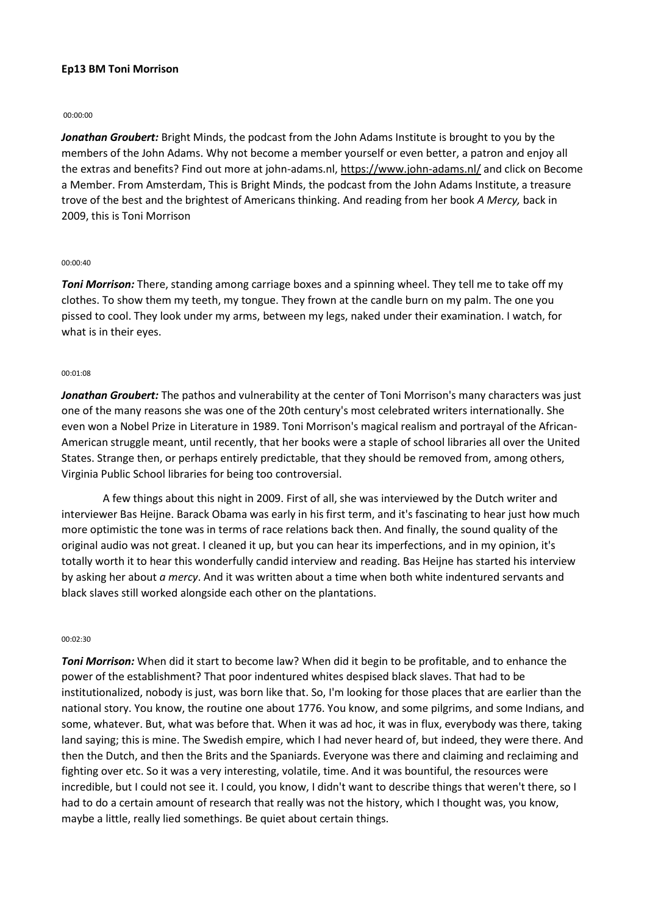**Ep13 BM Toni Morrison**

00:00:00

***Jonathan Groubert:*** Bright Minds, the podcast from the John Adams Institute is brought to you by the members of the John Adams. Why not become a member yourself or even better, a patron and enjoy all the extras and benefits? Find out more at john-adams.nl, https://www.john-adams.nl/ and click on Become a Member. From Amsterdam, This is Bright Minds, the podcast from the John Adams Institute, a treasure trove of the best and the brightest of Americans thinking. And reading from her book *A Mercy,* back in 2009, this is Toni Morrison

00:00:40

***Toni Morrison:*** There, standing among carriage boxes and a spinning wheel. They tell me to take off my clothes. To show them my teeth, my tongue. They frown at the candle burn on my palm. The one you pissed to cool. They look under my arms, between my legs, naked under their examination. I watch, for what is in their eyes.

00:01:08

***Jonathan Groubert:*** The pathos and vulnerability at the center of Toni Morrison's many characters was just one of the many reasons she was one of the 20th century's most celebrated writers internationally. She even won a Nobel Prize in Literature in 1989. Toni Morrison's magical realism and portrayal of the African-American struggle meant, until recently, that her books were a staple of school libraries all over the United States. Strange then, or perhaps entirely predictable, that they should be removed from, among others, Virginia Public School libraries for being too controversial.

A few things about this night in 2009. First of all, she was interviewed by the Dutch writer and interviewer Bas Heijne. Barack Obama was early in his first term, and it's fascinating to hear just how much more optimistic the tone was in terms of race relations back then. And finally, the sound quality of the original audio was not great. I cleaned it up, but you can hear its imperfections, and in my opinion, it's totally worth it to hear this wonderfully candid interview and reading. Bas Heijne has started his interview by asking her about *a mercy*. And it was written about a time when both white indentured servants and black slaves still worked alongside each other on the plantations.

00:02:30

***Toni Morrison:*** When did it start to become law? When did it begin to be profitable, and to enhance the power of the establishment? That poor indentured whites despised black slaves. That had to be institutionalized, nobody is just, was born like that. So, I'm looking for those places that are earlier than the national story. You know, the routine one about 1776. You know, and some pilgrims, and some Indians, and some, whatever. But, what was before that. When it was ad hoc, it was in flux, everybody was there, taking land saying; this is mine. The Swedish empire, which I had never heard of, but indeed, they were there. And then the Dutch, and then the Brits and the Spaniards. Everyone was there and claiming and reclaiming and fighting over etc. So it was a very interesting, volatile, time. And it was bountiful, the resources were incredible, but I could not see it. I could, you know, I didn't want to describe things that weren't there, so I had to do a certain amount of research that really was not the history, which I thought was, you know, maybe a little, really lied somethings. Be quiet about certain things.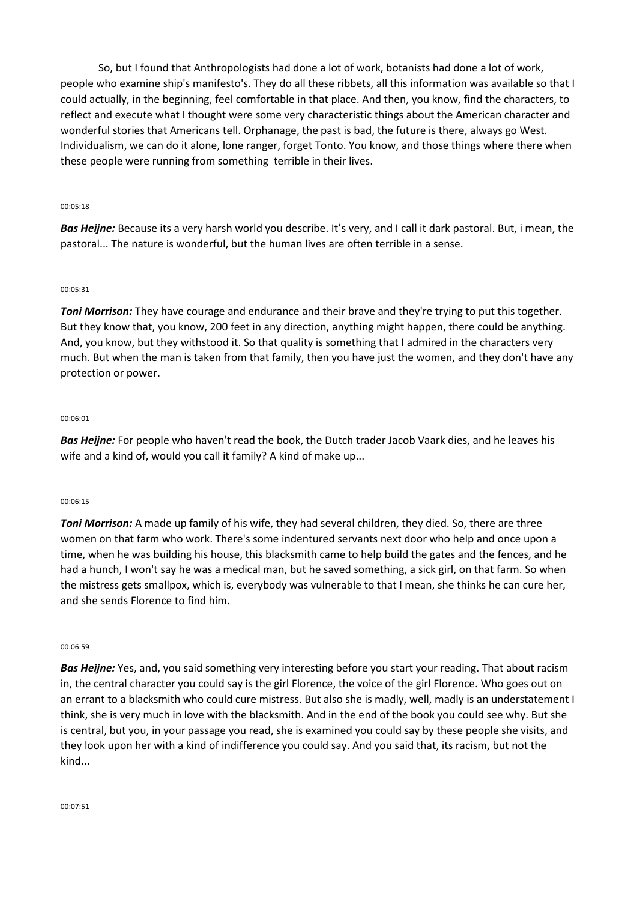So, but I found that Anthropologists had done a lot of work, botanists had done a lot of work, people who examine ship's manifesto's. They do all these ribbets, all this information was available so that I could actually, in the beginning, feel comfortable in that place. And then, you know, find the characters, to reflect and execute what I thought were some very characteristic things about the American character and wonderful stories that Americans tell. Orphanage, the past is bad, the future is there, always go West. Individualism, we can do it alone, lone ranger, forget Tonto. You know, and those things where there when these people were running from something terrible in their lives.

00:05:18

***Bas Heijne:*** Because its a very harsh world you describe. It's very, and I call it dark pastoral. But, i mean, the pastoral... The nature is wonderful, but the human lives are often terrible in a sense.

00:05:31

***Toni Morrison:*** They have courage and endurance and their brave and they're trying to put this together. But they know that, you know, 200 feet in any direction, anything might happen, there could be anything. And, you know, but they withstood it. So that quality is something that I admired in the characters very much. But when the man is taken from that family, then you have just the women, and they don't have any protection or power.

00:06:01

***Bas Heijne:*** For people who haven't read the book, the Dutch trader Jacob Vaark dies, and he leaves his wife and a kind of, would you call it family? A kind of make up...

00:06:15

***Toni Morrison:*** A made up family of his wife, they had several children, they died. So, there are three women on that farm who work. There's some indentured servants next door who help and once upon a time, when he was building his house, this blacksmith came to help build the gates and the fences, and he had a hunch, I won't say he was a medical man, but he saved something, a sick girl, on that farm. So when the mistress gets smallpox, which is, everybody was vulnerable to that I mean, she thinks he can cure her, and she sends Florence to find him.

00:06:59

***Bas Heijne:*** Yes, and, you said something very interesting before you start your reading. That about racism in, the central character you could say is the girl Florence, the voice of the girl Florence. Who goes out on an errant to a blacksmith who could cure mistress. But also she is madly, well, madly is an understatement I think, she is very much in love with the blacksmith. And in the end of the book you could see why. But she is central, but you, in your passage you read, she is examined you could say by these people she visits, and they look upon her with a kind of indifference you could say. And you said that, its racism, but not the kind...

00:07:51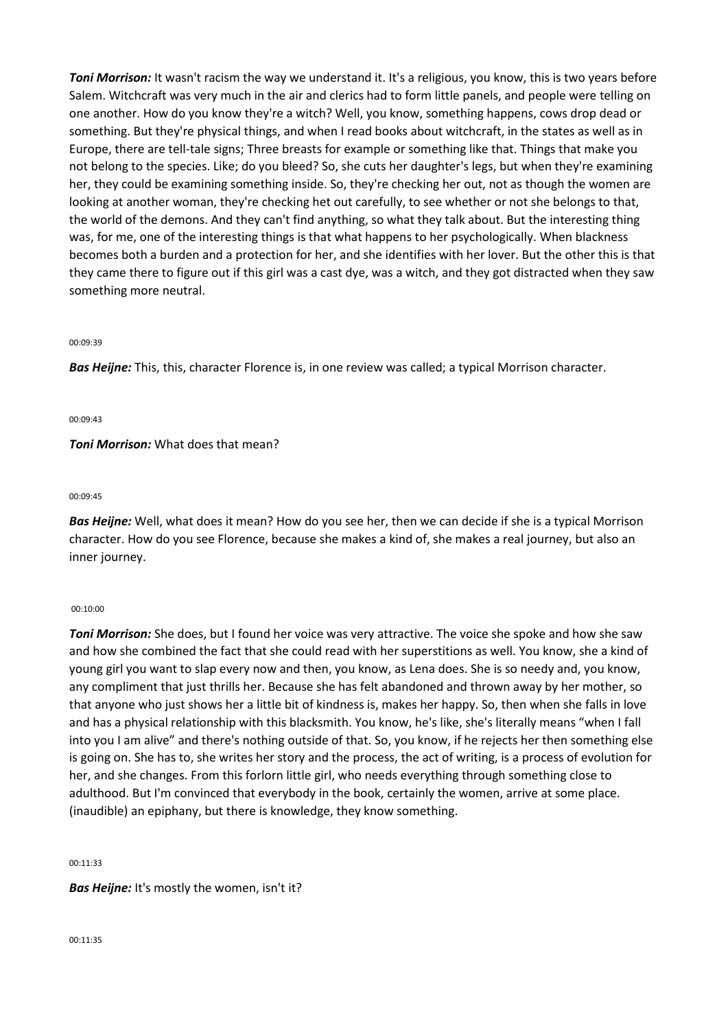***Toni Morrison:*** It wasn't racism the way we understand it. It's a religious, you know, this is two years before Salem. Witchcraft was very much in the air and clerics had to form little panels, and people were telling on one another. How do you know they're a witch? Well, you know, something happens, cows drop dead or something. But they're physical things, and when I read books about witchcraft, in the states as well as in Europe, there are tell-tale signs; Three breasts for example or something like that. Things that make you not belong to the species. Like; do you bleed? So, she cuts her daughter's legs, but when they're examining her, they could be examining something inside. So, they're checking her out, not as though the women are looking at another woman, they're checking het out carefully, to see whether or not she belongs to that, the world of the demons. And they can't find anything, so what they talk about. But the interesting thing was, for me, one of the interesting things is that what happens to her psychologically. When blackness becomes both a burden and a protection for her, and she identifies with her lover. But the other this is that they came there to figure out if this girl was a cast dye, was a witch, and they got distracted when they saw something more neutral.

00:09:39

***Bas Heijne:*** This, this, character Florence is, in one review was called; a typical Morrison character.

00:09:43

***Toni Morrison:*** What does that mean?

00:09:45

***Bas Heijne:*** Well, what does it mean? How do you see her, then we can decide if she is a typical Morrison character. How do you see Florence, because she makes a kind of, she makes a real journey, but also an inner journey.

00:10:00

***Toni Morrison:*** She does, but I found her voice was very attractive. The voice she spoke and how she saw and how she combined the fact that she could read with her superstitions as well. You know, she a kind of young girl you want to slap every now and then, you know, as Lena does. She is so needy and, you know, any compliment that just thrills her. Because she has felt abandoned and thrown away by her mother, so that anyone who just shows her a little bit of kindness is, makes her happy. So, then when she falls in love and has a physical relationship with this blacksmith. You know, he's like, she's literally means "when I fall into you I am alive" and there's nothing outside of that. So, you know, if he rejects her then something else is going on. She has to, she writes her story and the process, the act of writing, is a process of evolution for her, and she changes. From this forlorn little girl, who needs everything through something close to adulthood. But I'm convinced that everybody in the book, certainly the women, arrive at some place. (inaudible) an epiphany, but there is knowledge, they know something.

00:11:33

***Bas Heijne:*** It's mostly the women, isn't it?

00:11:35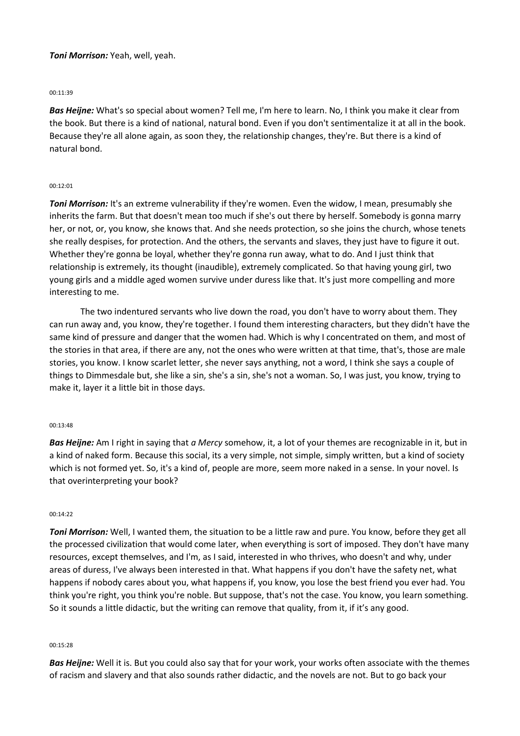***Toni Morrison:*** Yeah, well, yeah.

00:11:39

***Bas Heijne:*** What's so special about women? Tell me, I'm here to learn. No, I think you make it clear from the book. But there is a kind of national, natural bond. Even if you don't sentimentalize it at all in the book. Because they're all alone again, as soon they, the relationship changes, they're. But there is a kind of natural bond.

00:12:01

***Toni Morrison:*** It's an extreme vulnerability if they're women. Even the widow, I mean, presumably she inherits the farm. But that doesn't mean too much if she's out there by herself. Somebody is gonna marry her, or not, or, you know, she knows that. And she needs protection, so she joins the church, whose tenets she really despises, for protection. And the others, the servants and slaves, they just have to figure it out. Whether they're gonna be loyal, whether they're gonna run away, what to do. And I just think that relationship is extremely, its thought (inaudible), extremely complicated. So that having young girl, two young girls and a middle aged women survive under duress like that. It's just more compelling and more interesting to me.

The two indentured servants who live down the road, you don't have to worry about them. They can run away and, you know, they're together. I found them interesting characters, but they didn't have the same kind of pressure and danger that the women had. Which is why I concentrated on them, and most of the stories in that area, if there are any, not the ones who were written at that time, that's, those are male stories, you know. I know scarlet letter, she never says anything, not a word, I think she says a couple of things to Dimmesdale but, she like a sin, she's a sin, she's not a woman. So, I was just, you know, trying to make it, layer it a little bit in those days.

00:13:48

***Bas Heijne:*** Am I right in saying that *a Mercy* somehow, it, a lot of your themes are recognizable in it, but in a kind of naked form. Because this social, its a very simple, not simple, simply written, but a kind of society which is not formed yet. So, it's a kind of, people are more, seem more naked in a sense. In your novel. Is that overinterpreting your book?

00:14:22

***Toni Morrison:*** Well, I wanted them, the situation to be a little raw and pure. You know, before they get all the processed civilization that would come later, when everything is sort of imposed. They don't have many resources, except themselves, and I'm, as I said, interested in who thrives, who doesn't and why, under areas of duress, I've always been interested in that. What happens if you don't have the safety net, what happens if nobody cares about you, what happens if, you know, you lose the best friend you ever had. You think you're right, you think you're noble. But suppose, that's not the case. You know, you learn something. So it sounds a little didactic, but the writing can remove that quality, from it, if it's any good.

00:15:28

***Bas Heijne:*** Well it is. But you could also say that for your work, your works often associate with the themes of racism and slavery and that also sounds rather didactic, and the novels are not. But to go back your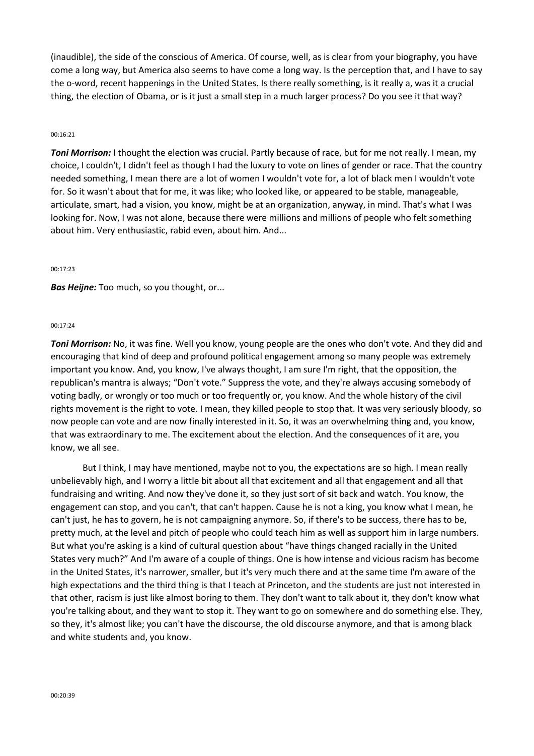(inaudible), the side of the conscious of America. Of course, well, as is clear from your biography, you have come a long way, but America also seems to have come a long way. Is the perception that, and I have to say the o-word, recent happenings in the United States. Is there really something, is it really a, was it a crucial thing, the election of Obama, or is it just a small step in a much larger process? Do you see it that way?

00:16:21

***Toni Morrison:*** I thought the election was crucial. Partly because of race, but for me not really. I mean, my choice, I couldn't, I didn't feel as though I had the luxury to vote on lines of gender or race. That the country needed something, I mean there are a lot of women I wouldn't vote for, a lot of black men I wouldn't vote for. So it wasn't about that for me, it was like; who looked like, or appeared to be stable, manageable, articulate, smart, had a vision, you know, might be at an organization, anyway, in mind. That's what I was looking for. Now, I was not alone, because there were millions and millions of people who felt something about him. Very enthusiastic, rabid even, about him. And...

00:17:23

***Bas Heijne:*** Too much, so you thought, or...

00:17:24

***Toni Morrison:*** No, it was fine. Well you know, young people are the ones who don't vote. And they did and encouraging that kind of deep and profound political engagement among so many people was extremely important you know. And, you know, I've always thought, I am sure I'm right, that the opposition, the republican's mantra is always; "Don't vote." Suppress the vote, and they're always accusing somebody of voting badly, or wrongly or too much or too frequently or, you know. And the whole history of the civil rights movement is the right to vote. I mean, they killed people to stop that. It was very seriously bloody, so now people can vote and are now finally interested in it. So, it was an overwhelming thing and, you know, that was extraordinary to me. The excitement about the election. And the consequences of it are, you know, we all see.

But I think, I may have mentioned, maybe not to you, the expectations are so high. I mean really unbelievably high, and I worry a little bit about all that excitement and all that engagement and all that fundraising and writing. And now they've done it, so they just sort of sit back and watch. You know, the engagement can stop, and you can't, that can't happen. Cause he is not a king, you know what I mean, he can't just, he has to govern, he is not campaigning anymore. So, if there's to be success, there has to be, pretty much, at the level and pitch of people who could teach him as well as support him in large numbers. But what you're asking is a kind of cultural question about "have things changed racially in the United States very much?" And I'm aware of a couple of things. One is how intense and vicious racism has become in the United States, it's narrower, smaller, but it's very much there and at the same time I'm aware of the high expectations and the third thing is that I teach at Princeton, and the students are just not interested in that other, racism is just like almost boring to them. They don't want to talk about it, they don't know what you're talking about, and they want to stop it. They want to go on somewhere and do something else. They, so they, it's almost like; you can't have the discourse, the old discourse anymore, and that is among black and white students and, you know.

00:20:39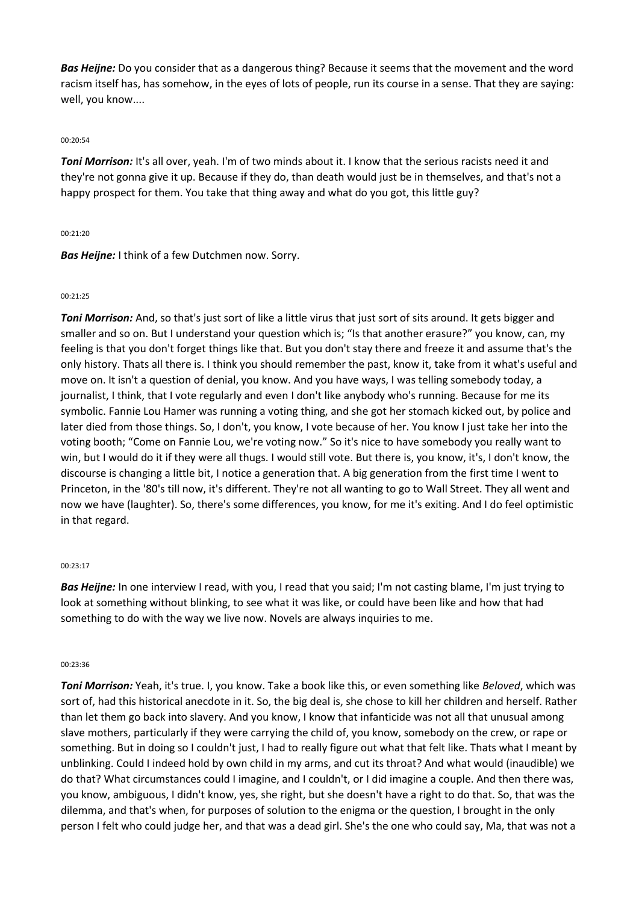***Bas Heijne:*** Do you consider that as a dangerous thing? Because it seems that the movement and the word racism itself has, has somehow, in the eyes of lots of people, run its course in a sense. That they are saying: well, you know....

00:20:54

***Toni Morrison:*** It's all over, yeah. I'm of two minds about it. I know that the serious racists need it and they're not gonna give it up. Because if they do, than death would just be in themselves, and that's not a happy prospect for them. You take that thing away and what do you got, this little guy?

00:21:20

***Bas Heijne:*** I think of a few Dutchmen now. Sorry.

00:21:25

***Toni Morrison:*** And, so that's just sort of like a little virus that just sort of sits around. It gets bigger and smaller and so on. But I understand your question which is; "Is that another erasure?" you know, can, my feeling is that you don't forget things like that. But you don't stay there and freeze it and assume that's the only history. Thats all there is. I think you should remember the past, know it, take from it what's useful and move on. It isn't a question of denial, you know. And you have ways, I was telling somebody today, a journalist, I think, that I vote regularly and even I don't like anybody who's running. Because for me its symbolic. Fannie Lou Hamer was running a voting thing, and she got her stomach kicked out, by police and later died from those things. So, I don't, you know, I vote because of her. You know I just take her into the voting booth; "Come on Fannie Lou, we're voting now." So it's nice to have somebody you really want to win, but I would do it if they were all thugs. I would still vote. But there is, you know, it's, I don't know, the discourse is changing a little bit, I notice a generation that. A big generation from the first time I went to Princeton, in the '80's till now, it's different. They're not all wanting to go to Wall Street. They all went and now we have (laughter). So, there's some differences, you know, for me it's exiting. And I do feel optimistic in that regard.

00:23:17

***Bas Heijne:*** In one interview I read, with you, I read that you said; I'm not casting blame, I'm just trying to look at something without blinking, to see what it was like, or could have been like and how that had something to do with the way we live now. Novels are always inquiries to me.

00:23:36

***Toni Morrison:*** Yeah, it's true. I, you know. Take a book like this, or even something like *Beloved*, which was sort of, had this historical anecdote in it. So, the big deal is, she chose to kill her children and herself. Rather than let them go back into slavery. And you know, I know that infanticide was not all that unusual among slave mothers, particularly if they were carrying the child of, you know, somebody on the crew, or rape or something. But in doing so I couldn't just, I had to really figure out what that felt like. Thats what I meant by unblinking. Could I indeed hold by own child in my arms, and cut its throat? And what would (inaudible) we do that? What circumstances could I imagine, and I couldn't, or I did imagine a couple. And then there was, you know, ambiguous, I didn't know, yes, she right, but she doesn't have a right to do that. So, that was the dilemma, and that's when, for purposes of solution to the enigma or the question, I brought in the only person I felt who could judge her, and that was a dead girl. She's the one who could say, Ma, that was not a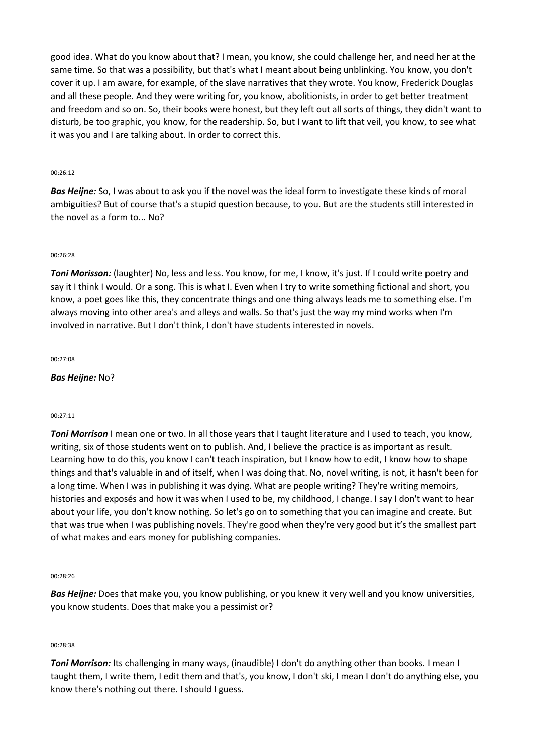good idea. What do you know about that? I mean, you know, she could challenge her, and need her at the same time. So that was a possibility, but that's what I meant about being unblinking. You know, you don't cover it up. I am aware, for example, of the slave narratives that they wrote. You know, Frederick Douglas and all these people. And they were writing for, you know, abolitionists, in order to get better treatment and freedom and so on. So, their books were honest, but they left out all sorts of things, they didn't want to disturb, be too graphic, you know, for the readership. So, but I want to lift that veil, you know, to see what it was you and I are talking about. In order to correct this.

00:26:12

***Bas Heijne:*** So, I was about to ask you if the novel was the ideal form to investigate these kinds of moral ambiguities? But of course that's a stupid question because, to you. But are the students still interested in the novel as a form to... No?

00:26:28

***Toni Morisson:*** (laughter) No, less and less. You know, for me, I know, it's just. If I could write poetry and say it I think I would. Or a song. This is what I. Even when I try to write something fictional and short, you know, a poet goes like this, they concentrate things and one thing always leads me to something else. I'm always moving into other area's and alleys and walls. So that's just the way my mind works when I'm involved in narrative. But I don't think, I don't have students interested in novels.

00:27:08

***Bas Heijne:*** No?

00:27:11

***Toni Morrison*** I mean one or two. In all those years that I taught literature and I used to teach, you know, writing, six of those students went on to publish. And, I believe the practice is as important as result. Learning how to do this, you know I can't teach inspiration, but I know how to edit, I know how to shape things and that's valuable in and of itself, when I was doing that. No, novel writing, is not, it hasn't been for a long time. When I was in publishing it was dying. What are people writing? They're writing memoirs, histories and exposés and how it was when I used to be, my childhood, I change. I say I don't want to hear about your life, you don't know nothing. So let's go on to something that you can imagine and create. But that was true when I was publishing novels. They're good when they're very good but it's the smallest part of what makes and ears money for publishing companies.

00:28:26

***Bas Heijne:*** Does that make you, you know publishing, or you knew it very well and you know universities, you know students. Does that make you a pessimist or?

00:28:38

***Toni Morrison:*** Its challenging in many ways, (inaudible) I don't do anything other than books. I mean I taught them, I write them, I edit them and that's, you know, I don't ski, I mean I don't do anything else, you know there's nothing out there. I should I guess.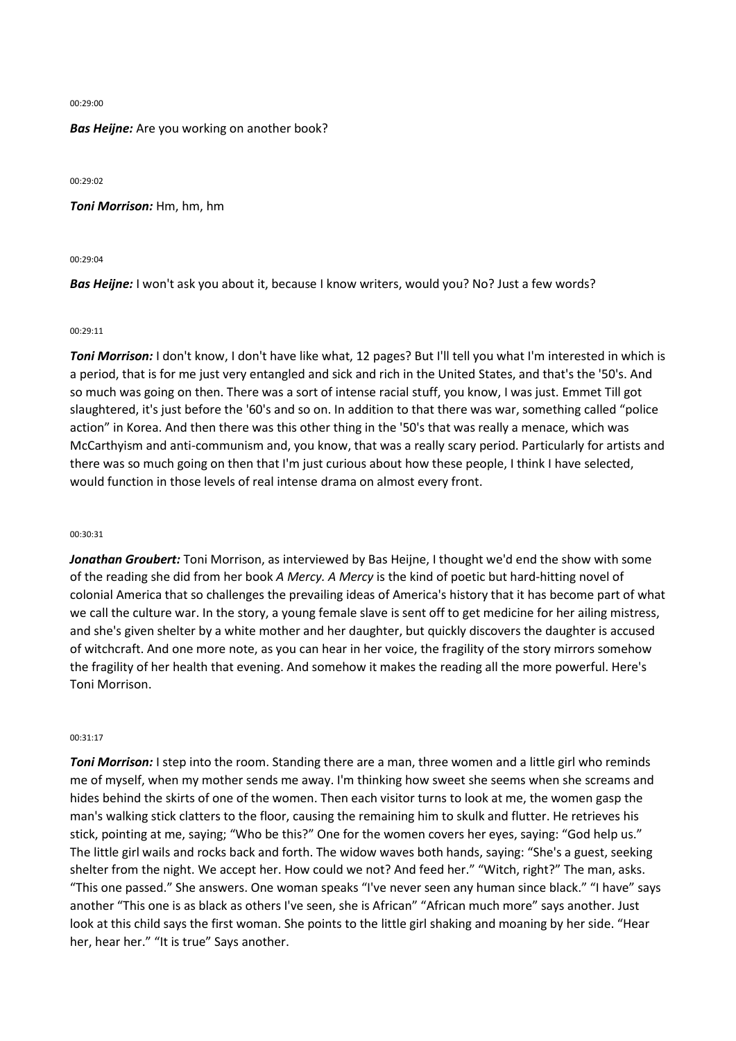00:29:00

***Bas Heijne:*** Are you working on another book?

00:29:02

***Toni Morrison:*** Hm, hm, hm

00:29:04

***Bas Heijne:*** I won't ask you about it, because I know writers, would you? No? Just a few words?

00:29:11

***Toni Morrison:*** I don't know, I don't have like what, 12 pages? But I'll tell you what I'm interested in which is a period, that is for me just very entangled and sick and rich in the United States, and that's the '50's. And so much was going on then. There was a sort of intense racial stuff, you know, I was just. Emmet Till got slaughtered, it's just before the '60's and so on. In addition to that there was war, something called "police action" in Korea. And then there was this other thing in the '50's that was really a menace, which was McCarthyism and anti-communism and, you know, that was a really scary period. Particularly for artists and there was so much going on then that I'm just curious about how these people, I think I have selected, would function in those levels of real intense drama on almost every front.

00:30:31

***Jonathan Groubert:*** Toni Morrison, as interviewed by Bas Heijne, I thought we'd end the show with some of the reading she did from her book *A Mercy. A Mercy* is the kind of poetic but hard-hitting novel of colonial America that so challenges the prevailing ideas of America's history that it has become part of what we call the culture war. In the story, a young female slave is sent off to get medicine for her ailing mistress, and she's given shelter by a white mother and her daughter, but quickly discovers the daughter is accused of witchcraft. And one more note, as you can hear in her voice, the fragility of the story mirrors somehow the fragility of her health that evening. And somehow it makes the reading all the more powerful. Here's Toni Morrison.

00:31:17

***Toni Morrison:*** I step into the room. Standing there are a man, three women and a little girl who reminds me of myself, when my mother sends me away. I'm thinking how sweet she seems when she screams and hides behind the skirts of one of the women. Then each visitor turns to look at me, the women gasp the man's walking stick clatters to the floor, causing the remaining him to skulk and flutter. He retrieves his stick, pointing at me, saying; "Who be this?" One for the women covers her eyes, saying: "God help us." The little girl wails and rocks back and forth. The widow waves both hands, saying: "She's a guest, seeking shelter from the night. We accept her. How could we not? And feed her." "Witch, right?" The man, asks. "This one passed." She answers. One woman speaks "I've never seen any human since black." "I have" says another "This one is as black as others I've seen, she is African" "African much more" says another. Just look at this child says the first woman. She points to the little girl shaking and moaning by her side. "Hear her, hear her." "It is true" Says another.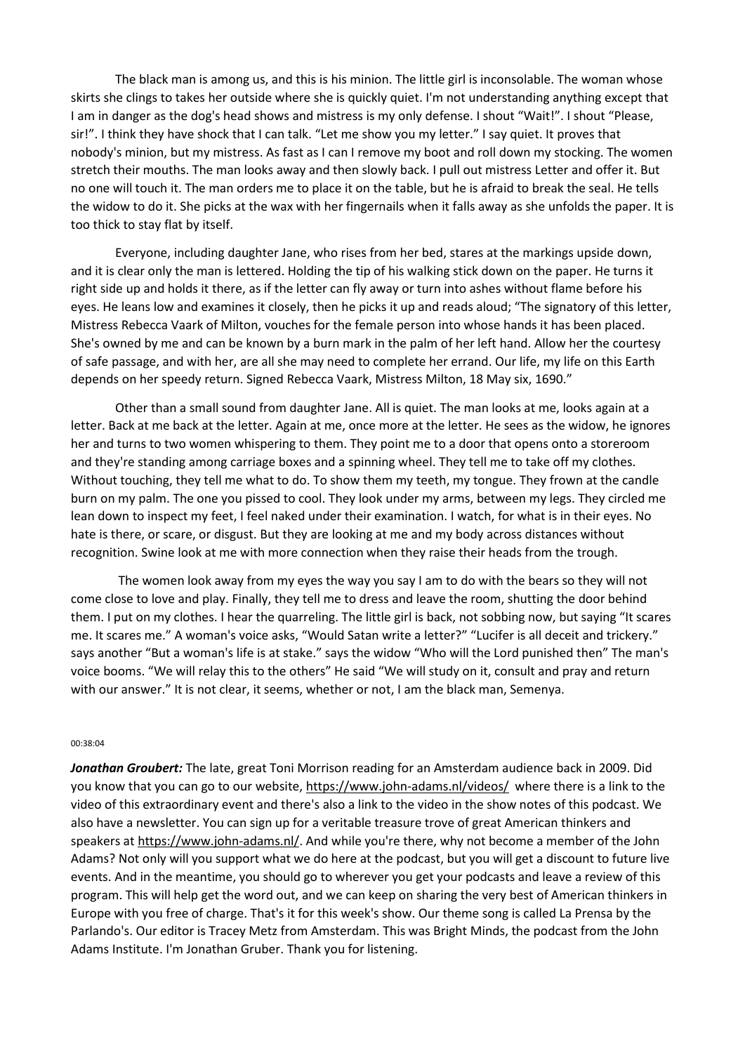The black man is among us, and this is his minion. The little girl is inconsolable. The woman whose skirts she clings to takes her outside where she is quickly quiet. I'm not understanding anything except that I am in danger as the dog's head shows and mistress is my only defense. I shout "Wait!". I shout "Please, sir!". I think they have shock that I can talk. "Let me show you my letter." I say quiet. It proves that nobody's minion, but my mistress. As fast as I can I remove my boot and roll down my stocking. The women stretch their mouths. The man looks away and then slowly back. I pull out mistress Letter and offer it. But no one will touch it. The man orders me to place it on the table, but he is afraid to break the seal. He tells the widow to do it. She picks at the wax with her fingernails when it falls away as she unfolds the paper. It is too thick to stay flat by itself.

Everyone, including daughter Jane, who rises from her bed, stares at the markings upside down, and it is clear only the man is lettered. Holding the tip of his walking stick down on the paper. He turns it right side up and holds it there, as if the letter can fly away or turn into ashes without flame before his eyes. He leans low and examines it closely, then he picks it up and reads aloud; "The signatory of this letter, Mistress Rebecca Vaark of Milton, vouches for the female person into whose hands it has been placed. She's owned by me and can be known by a burn mark in the palm of her left hand. Allow her the courtesy of safe passage, and with her, are all she may need to complete her errand. Our life, my life on this Earth depends on her speedy return. Signed Rebecca Vaark, Mistress Milton, 18 May six, 1690."

Other than a small sound from daughter Jane. All is quiet. The man looks at me, looks again at a letter. Back at me back at the letter. Again at me, once more at the letter. He sees as the widow, he ignores her and turns to two women whispering to them. They point me to a door that opens onto a storeroom and they're standing among carriage boxes and a spinning wheel. They tell me to take off my clothes. Without touching, they tell me what to do. To show them my teeth, my tongue. They frown at the candle burn on my palm. The one you pissed to cool. They look under my arms, between my legs. They circled me lean down to inspect my feet, I feel naked under their examination. I watch, for what is in their eyes. No hate is there, or scare, or disgust. But they are looking at me and my body across distances without recognition. Swine look at me with more connection when they raise their heads from the trough.

The women look away from my eyes the way you say I am to do with the bears so they will not come close to love and play. Finally, they tell me to dress and leave the room, shutting the door behind them. I put on my clothes. I hear the quarreling. The little girl is back, not sobbing now, but saying "It scares me. It scares me." A woman's voice asks, "Would Satan write a letter?" "Lucifer is all deceit and trickery." says another "But a woman's life is at stake." says the widow "Who will the Lord punished then" The man's voice booms. "We will relay this to the others" He said "We will study on it, consult and pray and return with our answer." It is not clear, it seems, whether or not, I am the black man, Semenya.

00:38:04

***Jonathan Groubert:*** The late, great Toni Morrison reading for an Amsterdam audience back in 2009. Did you know that you can go to our website, https://www.john-adams.nl/videos/ where there is a link to the video of this extraordinary event and there's also a link to the video in the show notes of this podcast. We also have a newsletter. You can sign up for a veritable treasure trove of great American thinkers and speakers at https://www.john-adams.nl/. And while you're there, why not become a member of the John Adams? Not only will you support what we do here at the podcast, but you will get a discount to future live events. And in the meantime, you should go to wherever you get your podcasts and leave a review of this program. This will help get the word out, and we can keep on sharing the very best of American thinkers in Europe with you free of charge. That's it for this week's show. Our theme song is called La Prensa by the Parlando's. Our editor is Tracey Metz from Amsterdam. This was Bright Minds, the podcast from the John Adams Institute. I'm Jonathan Gruber. Thank you for listening.